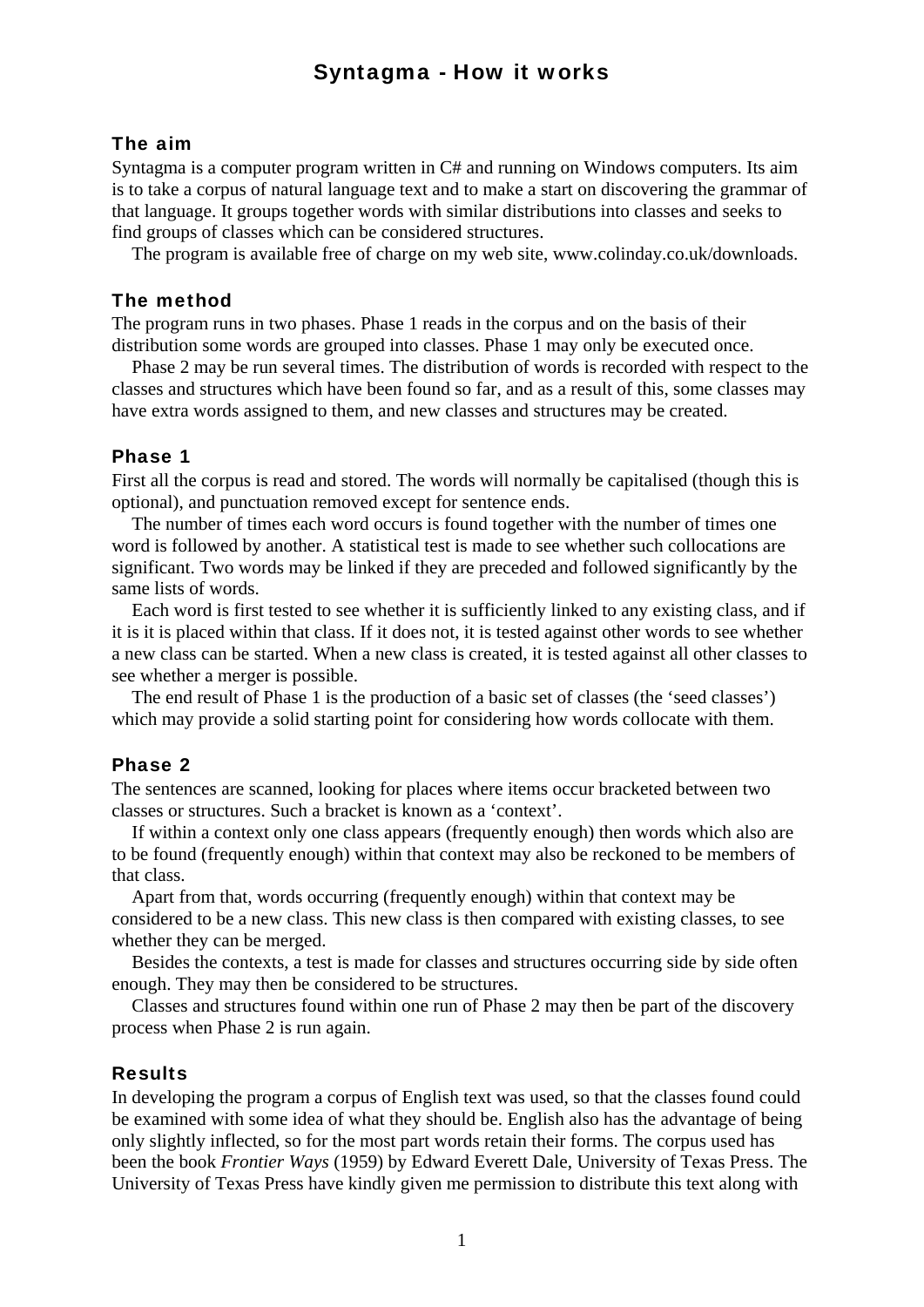# Syntagma - How it works

## The aim

Syntagma is a computer program written in C# and running on Windows computers. Its aim is to take a corpus of natural language text and to make a start on discovering the grammar of that language. It groups together words with similar distributions into classes and seeks to find groups of classes which can be considered structures.

The program is available free of charge on my web site, www.colinday.co.uk/downloads.

## The method

The program runs in two phases. Phase 1 reads in the corpus and on the basis of their distribution some words are grouped into classes. Phase 1 may only be executed once.

Phase 2 may be run several times. The distribution of words is recorded with respect to the classes and structures which have been found so far, and as a result of this, some classes may have extra words assigned to them, and new classes and structures may be created.

## Phase 1

First all the corpus is read and stored. The words will normally be capitalised (though this is optional), and punctuation removed except for sentence ends.

The number of times each word occurs is found together with the number of times one word is followed by another. A statistical test is made to see whether such collocations are significant. Two words may be linked if they are preceded and followed significantly by the same lists of words.

Each word is first tested to see whether it is sufficiently linked to any existing class, and if it is it is placed within that class. If it does not, it is tested against other words to see whether a new class can be started. When a new class is created, it is tested against all other classes to see whether a merger is possible.

The end result of Phase 1 is the production of a basic set of classes (the 'seed classes') which may provide a solid starting point for considering how words collocate with them.

## Phase 2

The sentences are scanned, looking for places where items occur bracketed between two classes or structures. Such a bracket is known as a 'context'.

If within a context only one class appears (frequently enough) then words which also are to be found (frequently enough) within that context may also be reckoned to be members of that class.

Apart from that, words occurring (frequently enough) within that context may be considered to be a new class. This new class is then compared with existing classes, to see whether they can be merged.

Besides the contexts, a test is made for classes and structures occurring side by side often enough. They may then be considered to be structures.

Classes and structures found within one run of Phase 2 may then be part of the discovery process when Phase 2 is run again.

## Results

In developing the program a corpus of English text was used, so that the classes found could be examined with some idea of what they should be. English also has the advantage of being only slightly inflected, so for the most part words retain their forms. The corpus used has been the book *Frontier Ways* (1959) by Edward Everett Dale, University of Texas Press. The University of Texas Press have kindly given me permission to distribute this text along with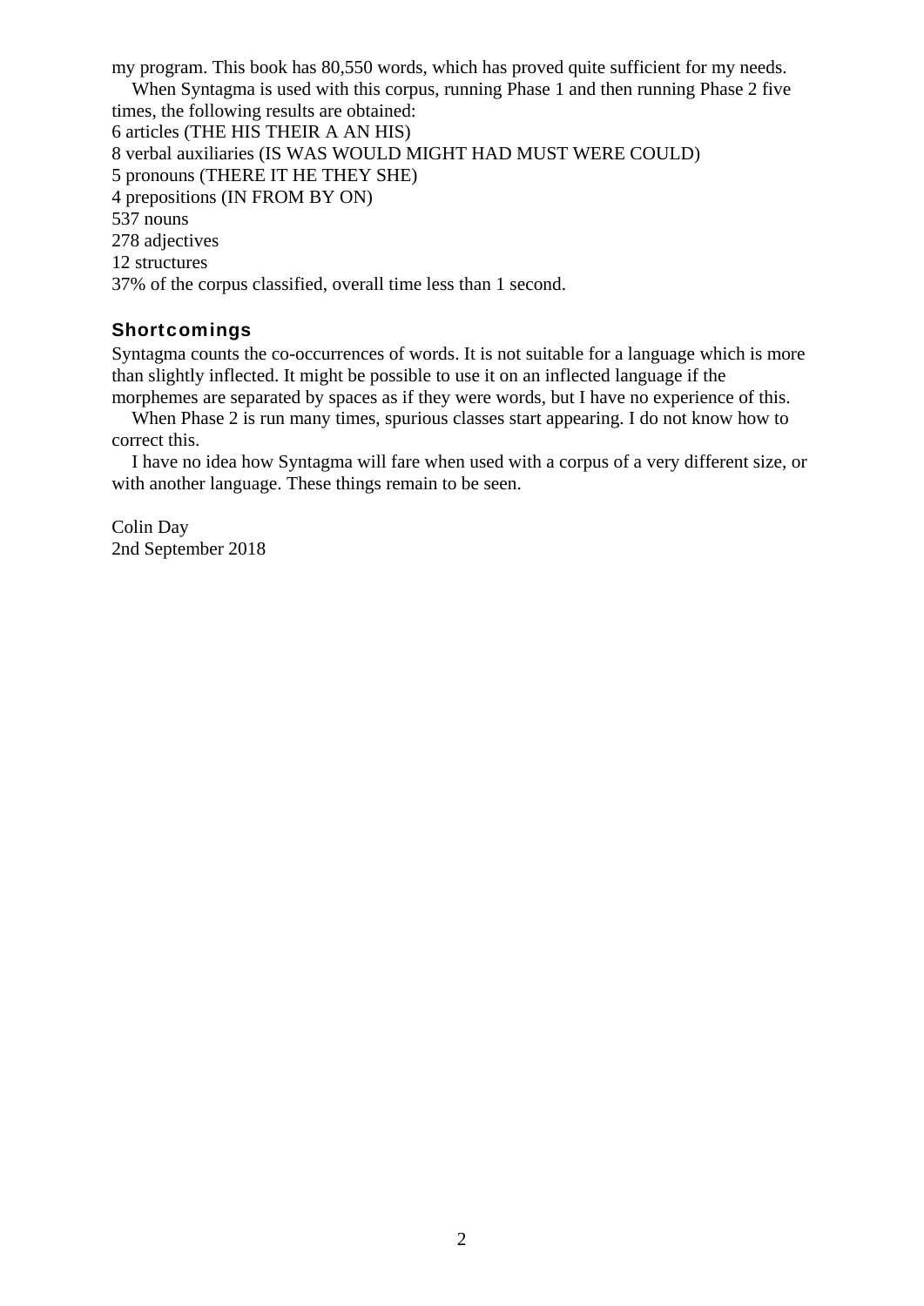my program. This book has 80,550 words, which has proved quite sufficient for my needs.

When Syntagma is used with this corpus, running Phase 1 and then running Phase 2 five times, the following results are obtained:

6 articles (THE HIS THEIR A AN HIS)
8 verbal auxiliaries (IS WAS WOULD MIGHT HAD MUST WERE COULD)
5 pronouns (THERE IT HE THEY SHE)
4 prepositions (IN FROM BY ON)
537 nouns
278 adjectives
12 structures
37% of the corpus classified, overall time less than 1 second.

## Shortcomings

Syntagma counts the co-occurrences of words. It is not suitable for a language which is more than slightly inflected. It might be possible to use it on an inflected language if the morphemes are separated by spaces as if they were words, but I have no experience of this.

When Phase 2 is run many times, spurious classes start appearing. I do not know how to correct this.

I have no idea how Syntagma will fare when used with a corpus of a very different size, or with another language. These things remain to be seen.

Colin Day
2nd September 2018